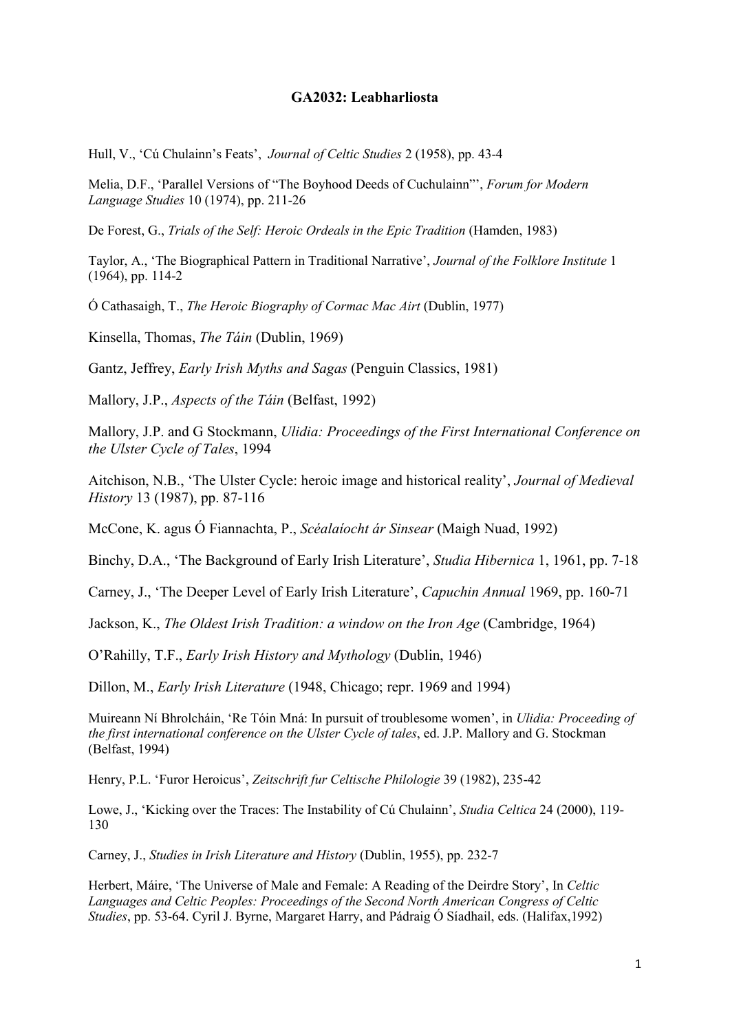**GA2032: Leabharliosta**

Hull, V., 'Cú Chulainn's Feats', *Journal of Celtic Studies* 2 (1958), pp. 43-4

Melia, D.F., 'Parallel Versions of "The Boyhood Deeds of Cuchulainn"', *Forum for Modern Language Studies* 10 (1974), pp. 211-26

De Forest, G., *Trials of the Self: Heroic Ordeals in the Epic Tradition* (Hamden, 1983)

Taylor, A., 'The Biographical Pattern in Traditional Narrative', *Journal of the Folklore Institute* 1 (1964), pp. 114-2

Ó Cathasaigh, T., *The Heroic Biography of Cormac Mac Airt* (Dublin, 1977)

Kinsella, Thomas, *The Táin* (Dublin, 1969)

Gantz, Jeffrey, *Early Irish Myths and Sagas* (Penguin Classics, 1981)

Mallory, J.P., *Aspects of the Táin* (Belfast, 1992)

Mallory, J.P. and G Stockmann, *Ulidia: Proceedings of the First International Conference on the Ulster Cycle of Tales*, 1994

Aitchison, N.B., 'The Ulster Cycle: heroic image and historical reality', *Journal of Medieval History* 13 (1987), pp. 87-116

McCone, K. agus Ó Fiannachta, P., *Scéalaíocht ár Sinsear* (Maigh Nuad, 1992)

Binchy, D.A., 'The Background of Early Irish Literature', *Studia Hibernica* 1, 1961, pp. 7-18

Carney, J., 'The Deeper Level of Early Irish Literature', *Capuchin Annual* 1969, pp. 160-71

Jackson, K., *The Oldest Irish Tradition: a window on the Iron Age* (Cambridge, 1964)

O'Rahilly, T.F., *Early Irish History and Mythology* (Dublin, 1946)

Dillon, M., *Early Irish Literature* (1948, Chicago; repr. 1969 and 1994)

Muireann Ní Bhrolcháin, 'Re Tóin Mná: In pursuit of troublesome women', in *Ulidia: Proceeding of the first international conference on the Ulster Cycle of tales*, ed. J.P. Mallory and G. Stockman (Belfast, 1994)

Henry, P.L. 'Furor Heroicus', *Zeitschrift fur Celtische Philologie* 39 (1982), 235-42

Lowe, J., 'Kicking over the Traces: The Instability of Cú Chulainn', *Studia Celtica* 24 (2000), 119-130

Carney, J., *Studies in Irish Literature and History* (Dublin, 1955), pp. 232-7

Herbert, Máire, 'The Universe of Male and Female: A Reading of the Deirdre Story', In *Celtic Languages and Celtic Peoples: Proceedings of the Second North American Congress of Celtic Studies*, pp. 53-64. Cyril J. Byrne, Margaret Harry, and Pádraig Ó Siadhail, eds. (Halifax,1992)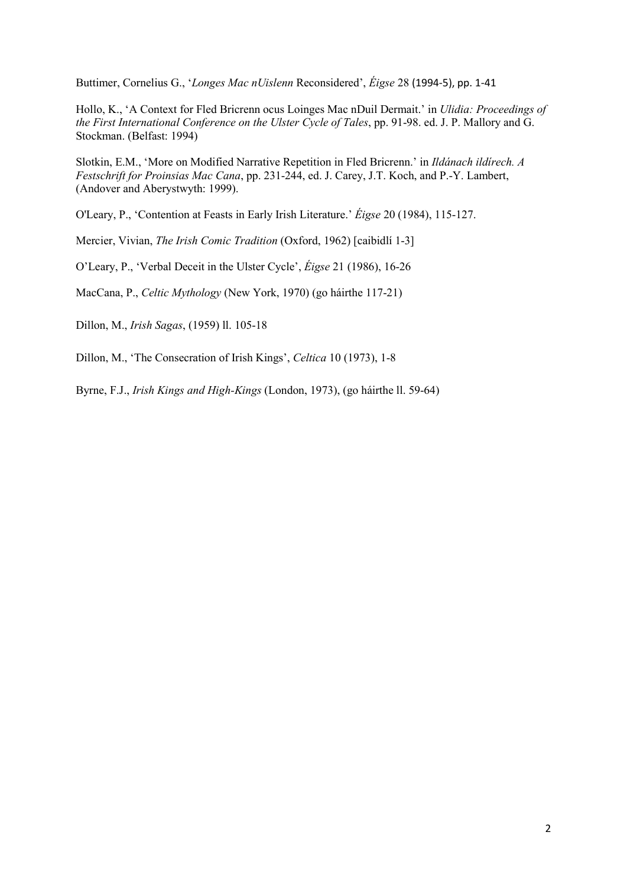Buttimer, Cornelius G., '*Longes Mac nUislenn* Reconsidered', *Éigse* 28 (1994-5), pp. 1-41

Hollo, K., 'A Context for Fled Bricrenn ocus Loinges Mac nDuil Dermait.' in *Ulidia: Proceedings of the First International Conference on the Ulster Cycle of Tales*, pp. 91-98. ed. J. P. Mallory and G. Stockman. (Belfast: 1994)

Slotkin, E.M., 'More on Modified Narrative Repetition in Fled Bricrenn.' in *Ildánach ildírech. A Festschrift for Proinsias Mac Cana*, pp. 231-244, ed. J. Carey, J.T. Koch, and P.-Y. Lambert, (Andover and Aberystwyth: 1999).

O'Leary, P., 'Contention at Feasts in Early Irish Literature.' *Éigse* 20 (1984), 115-127.

Mercier, Vivian, *The Irish Comic Tradition* (Oxford, 1962) [caibidlí 1-3]

O'Leary, P., 'Verbal Deceit in the Ulster Cycle', *Éigse* 21 (1986), 16-26

MacCana, P., *Celtic Mythology* (New York, 1970) (go háirthe 117-21)

Dillon, M., *Irish Sagas*, (1959) ll. 105-18

Dillon, M., 'The Consecration of Irish Kings', *Celtica* 10 (1973), 1-8

Byrne, F.J., *Irish Kings and High-Kings* (London, 1973), (go háirthe ll. 59-64)